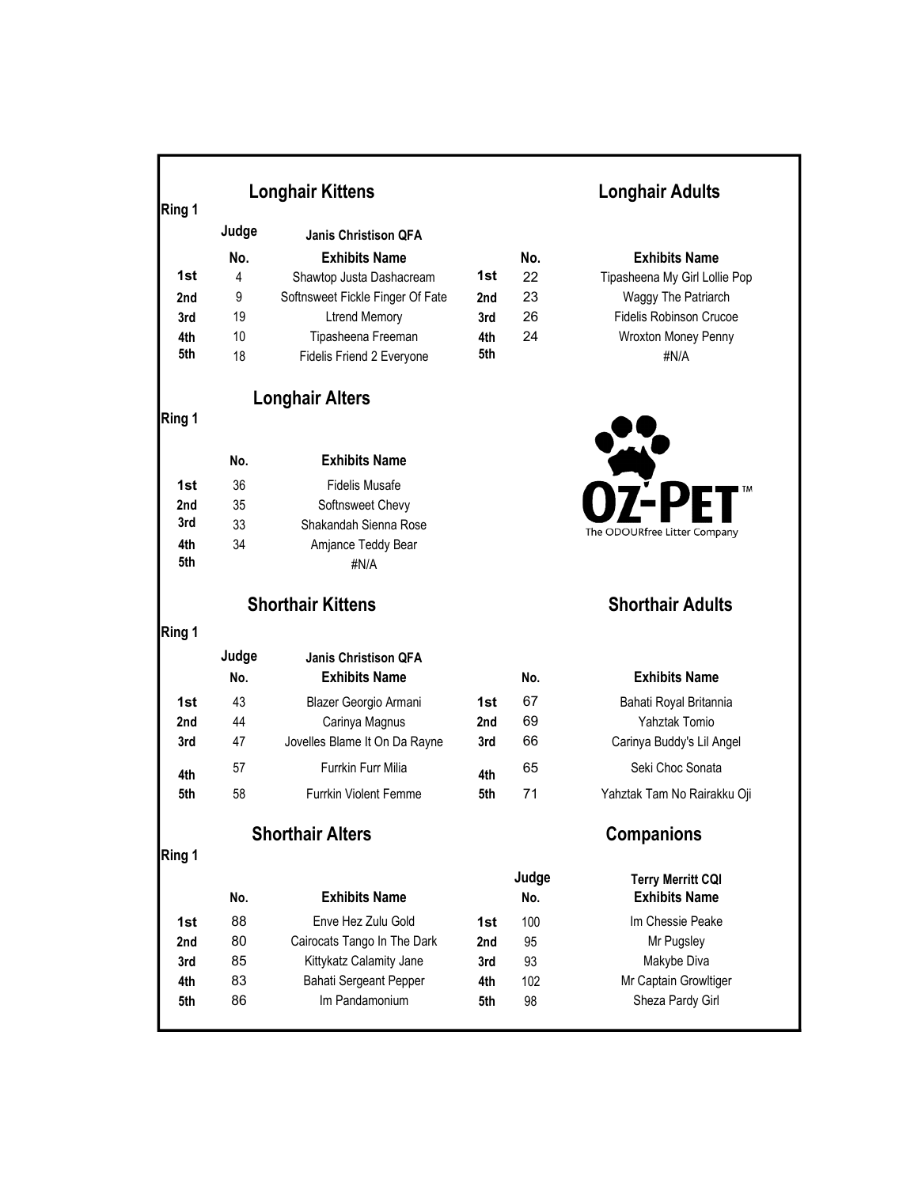## Ring 1

### Longhair Kittens

Judge: Janis Christison QFA

| | No. | Exhibits Name |
|---|---|---|
| 1st | 4 | Shawtop Justa Dashacream |
| 2nd | 9 | Softnsweet Fickle Finger Of Fate |
| 3rd | 19 | Ltrend Memory |
| 4th | 10 | Tipasheena Freeman |
| 5th | 18 | Fidelis Friend 2 Everyone |

### Longhair Adults

| | No. | Exhibits Name |
|---|---|---|
| 1st | 22 | Tipasheena My Girl Lollie Pop |
| 2nd | 23 | Waggy The Patriarch |
| 3rd | 26 | Fidelis Robinson Crucoe |
| 4th | 24 | Wroxton Money Penny |
| 5th | | #N/A |

## Ring 1

### Longhair Alters

| | No. | Exhibits Name |
|---|---|---|
| 1st | 36 | Fidelis Musafe |
| 2nd | 35 | Softnsweet Chevy |
| 3rd | 33 | Shakandah Sienna Rose |
| 4th | 34 | Amjance Teddy Bear |
| 5th | | #N/A |

OZ-PET™ The ODOURfree Litter Company

## Ring 1

### Shorthair Kittens

Judge: Janis Christison QFA

| | No. | Exhibits Name |
|---|---|---|
| 1st | 43 | Blazer Georgio Armani |
| 2nd | 44 | Carinya Magnus |
| 3rd | 47 | Jovelles Blame It On Da Rayne |
| 4th | 57 | Furrkin Furr Milia |
| 5th | 58 | Furrkin Violent Femme |

### Shorthair Adults

| | No. | Exhibits Name |
|---|---|---|
| 1st | 67 | Bahati Royal Britannia |
| 2nd | 69 | Yahztak Tomio |
| 3rd | 66 | Carinya Buddy's Lil Angel |
| 4th | 65 | Seki Choc Sonata |
| 5th | 71 | Yahztak Tam No Rairakku Oji |

## Ring 1

### Shorthair Alters

| | No. | Exhibits Name |
|---|---|---|
| 1st | 88 | Enve Hez Zulu Gold |
| 2nd | 80 | Cairocats Tango In The Dark |
| 3rd | 85 | Kittykatz Calamity Jane |
| 4th | 83 | Bahati Sergeant Pepper |
| 5th | 86 | Im Pandamonium |

### Companions

Judge: Terry Merritt CQI

| | No. | Exhibits Name |
|---|---|---|
| 1st | 100 | Im Chessie Peake |
| 2nd | 95 | Mr Pugsley |
| 3rd | 93 | Makybe Diva |
| 4th | 102 | Mr Captain Growltiger |
| 5th | 98 | Sheza Pardy Girl |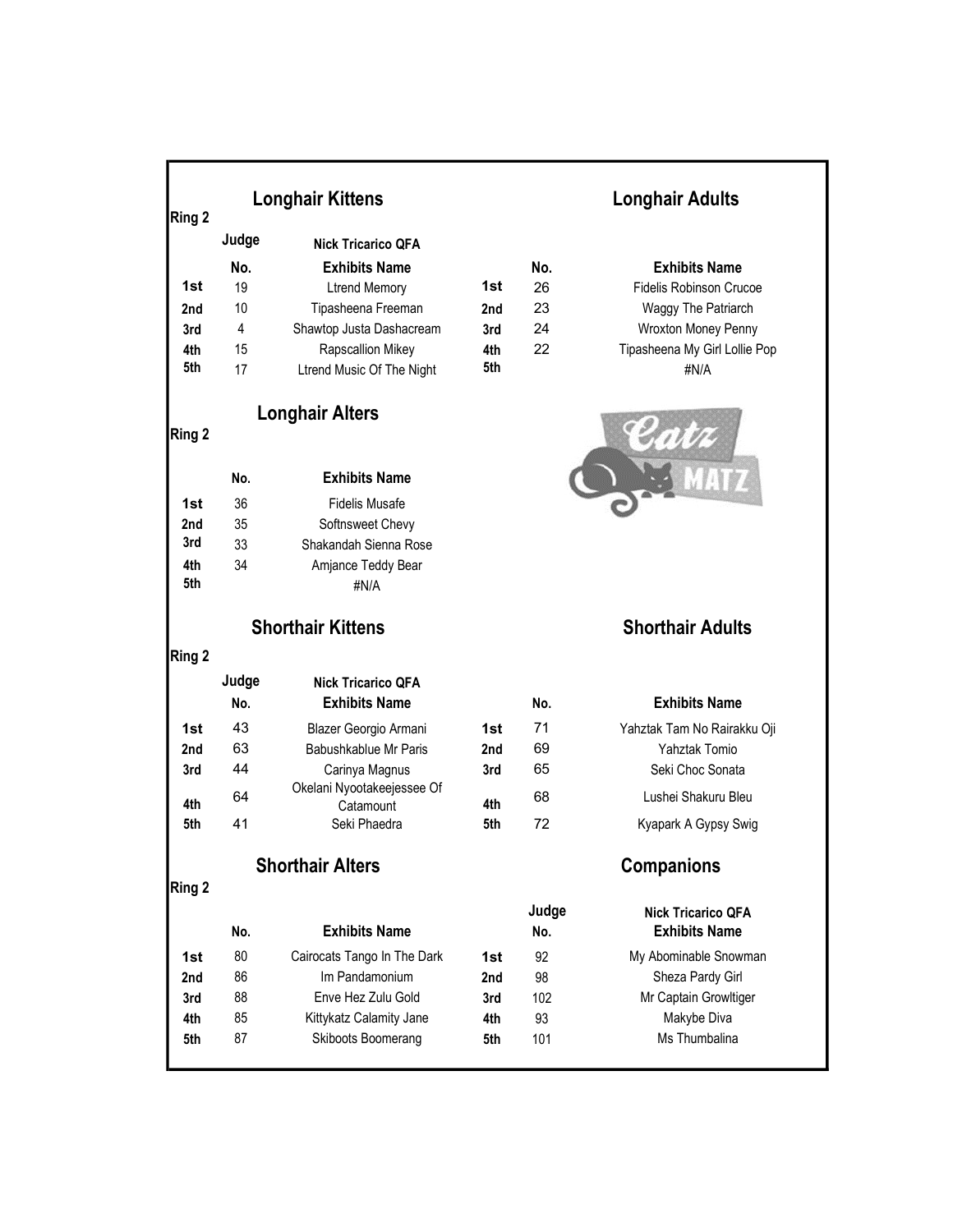## Longhair Kittens

**Ring 2**

Judge: **Nick Tricarico QFA**

| | No. | Exhibits Name |
|---|---|---|
| **1st** | 19 | Ltrend Memory |
| **2nd** | 10 | Tipasheena Freeman |
| **3rd** | 4 | Shawtop Justa Dashacream |
| **4th** | 15 | Rapscallion Mikey |
| **5th** | 17 | Ltrend Music Of The Night |

## Longhair Adults

| | No. | Exhibits Name |
|---|---|---|
| **1st** | 26 | Fidelis Robinson Crucoe |
| **2nd** | 23 | Waggy The Patriarch |
| **3rd** | 24 | Wroxton Money Penny |
| **4th** | 22 | Tipasheena My Girl Lollie Pop |
| **5th** | | #N/A |

## Longhair Alters

**Ring 2**

| | No. | Exhibits Name |
|---|---|---|
| **1st** | 36 | Fidelis Musafe |
| **2nd** | 35 | Softnsweet Chevy |
| **3rd** | 33 | Shakandah Sienna Rose |
| **4th** | 34 | Amjance Teddy Bear |
| **5th** | | #N/A |

## Shorthair Kittens

**Ring 2**

Judge: **Nick Tricarico QFA**

| | No. | Exhibits Name |
|---|---|---|
| **1st** | 43 | Blazer Georgio Armani |
| **2nd** | 63 | Babushkablue Mr Paris |
| **3rd** | 44 | Carinya Magnus |
| **4th** | 64 | Okelani Nyootakeejessee Of Catamount |
| **5th** | 41 | Seki Phaedra |

## Shorthair Adults

| | No. | Exhibits Name |
|---|---|---|
| **1st** | 71 | Yahztak Tam No Rairakku Oji |
| **2nd** | 69 | Yahztak Tomio |
| **3rd** | 65 | Seki Choc Sonata |
| **4th** | 68 | Lushei Shakuru Bleu |
| **5th** | 72 | Kyapark A Gypsy Swig |

## Shorthair Alters

**Ring 2**

| | No. | Exhibits Name |
|---|---|---|
| **1st** | 80 | Cairocats Tango In The Dark |
| **2nd** | 86 | Im Pandamonium |
| **3rd** | 88 | Enve Hez Zulu Gold |
| **4th** | 85 | Kittykatz Calamity Jane |
| **5th** | 87 | Skiboots Boomerang |

## Companions

Judge: **Nick Tricarico QFA**

| | No. | Exhibits Name |
|---|---|---|
| **1st** | 92 | My Abominable Snowman |
| **2nd** | 98 | Sheza Pardy Girl |
| **3rd** | 102 | Mr Captain Growltiger |
| **4th** | 93 | Makybe Diva |
| **5th** | 101 | Ms Thumbalina |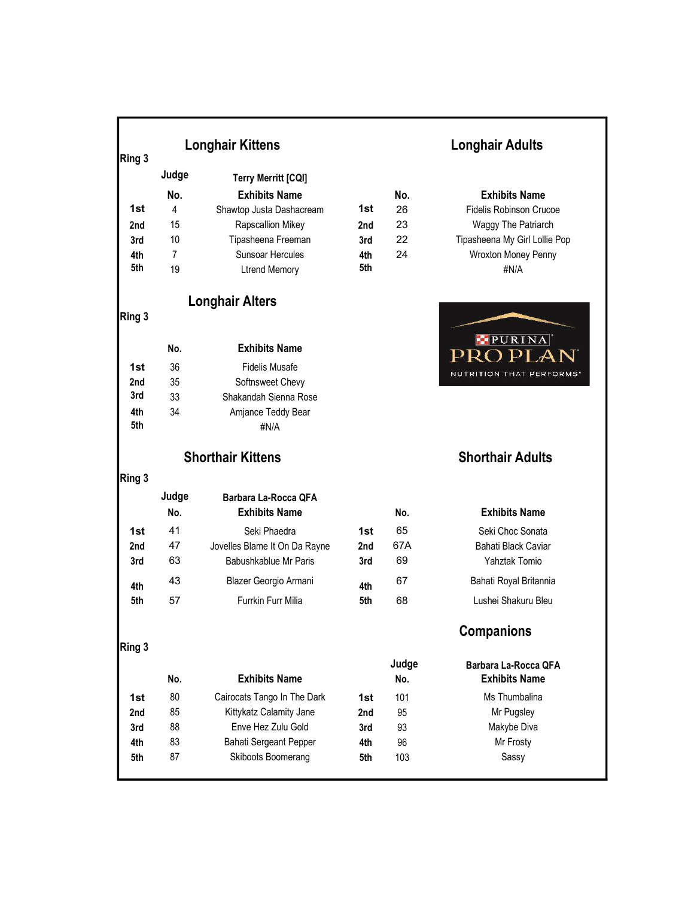## Ring 3

### Longhair Kittens

Judge: Terry Merritt [CQI]

| | No. | Exhibits Name |
|---|---|---|
| 1st | 4 | Shawtop Justa Dashacream |
| 2nd | 15 | Rapscallion Mikey |
| 3rd | 10 | Tipasheena Freeman |
| 4th | 7 | Sunsoar Hercules |
| 5th | 19 | Ltrend Memory |

### Longhair Adults

| | No. | Exhibits Name |
|---|---|---|
| 1st | 26 | Fidelis Robinson Crucoe |
| 2nd | 23 | Waggy The Patriarch |
| 3rd | 22 | Tipasheena My Girl Lollie Pop |
| 4th | 24 | Wroxton Money Penny |
| 5th | | #N/A |

## Ring 3

### Longhair Alters

| | No. | Exhibits Name |
|---|---|---|
| 1st | 36 | Fidelis Musafe |
| 2nd | 35 | Softnsweet Chevy |
| 3rd | 33 | Shakandah Sienna Rose |
| 4th | 34 | Amjance Teddy Bear |
| 5th | | #N/A |

PURINA PRO PLAN
NUTRITION THAT PERFORMS

## Ring 3

### Shorthair Kittens

Judge: Barbara La-Rocca QFA

| | No. | Exhibits Name |
|---|---|---|
| 1st | 41 | Seki Phaedra |
| 2nd | 47 | Jovelles Blame It On Da Rayne |
| 3rd | 63 | Babushkablue Mr Paris |
| 4th | 43 | Blazer Georgio Armani |
| 5th | 57 | Furrkin Furr Milia |

### Shorthair Adults

| | No. | Exhibits Name |
|---|---|---|
| 1st | 65 | Seki Choc Sonata |
| 2nd | 67A | Bahati Black Caviar |
| 3rd | 69 | Yahztak Tomio |
| 4th | 67 | Bahati Royal Britannia |
| 5th | 68 | Lushei Shakuru Bleu |

## Ring 3

| | No. | Exhibits Name |
|---|---|---|
| 1st | 80 | Cairocats Tango In The Dark |
| 2nd | 85 | Kittykatz Calamity Jane |
| 3rd | 88 | Enve Hez Zulu Gold |
| 4th | 83 | Bahati Sergeant Pepper |
| 5th | 87 | Skiboots Boomerang |

### Companions

Judge: Barbara La-Rocca QFA

| | No. | Exhibits Name |
|---|---|---|
| 1st | 101 | Ms Thumbalina |
| 2nd | 95 | Mr Pugsley |
| 3rd | 93 | Makybe Diva |
| 4th | 96 | Mr Frosty |
| 5th | 103 | Sassy |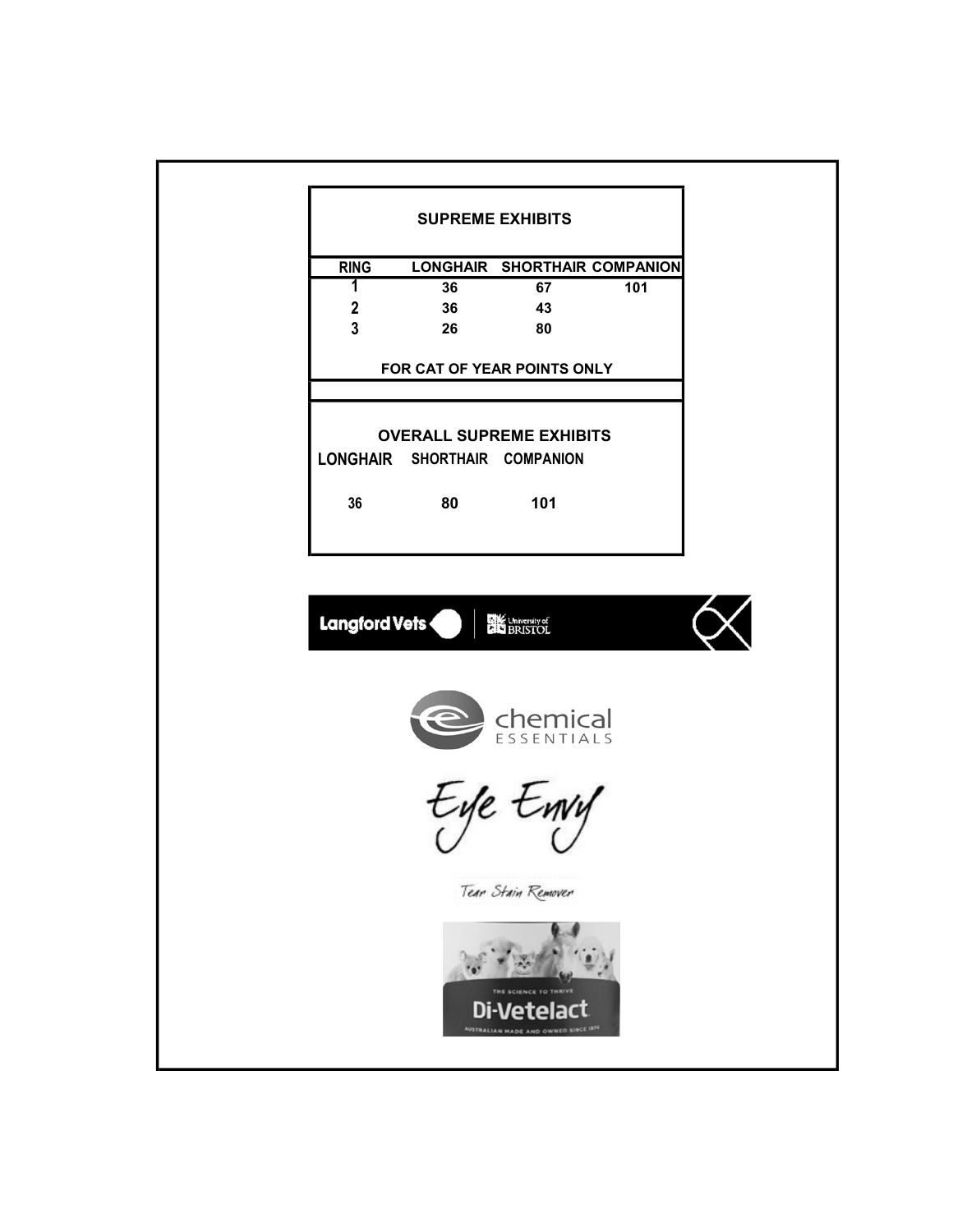## SUPREME EXHIBITS

| RING | LONGHAIR | SHORTHAIR | COMPANION |
| --- | --- | --- | --- |
| 1 | 36 | 67 | 101 |
| 2 | 36 | 43 | |
| 3 | 26 | 80 | |

FOR CAT OF YEAR POINTS ONLY

## OVERALL SUPREME EXHIBITS

| LONGHAIR | SHORTHAIR | COMPANION |
| --- | --- | --- |
| 36 | 80 | 101 |

Langford Vets | University of BRISTOL

chemical ESSENTIALS

Eye Envy

Tear Stain Remover

THE SCIENCE TO THRIVE

Di-Vetelact

AUSTRALIAN MADE AND OWNED SINCE 1974